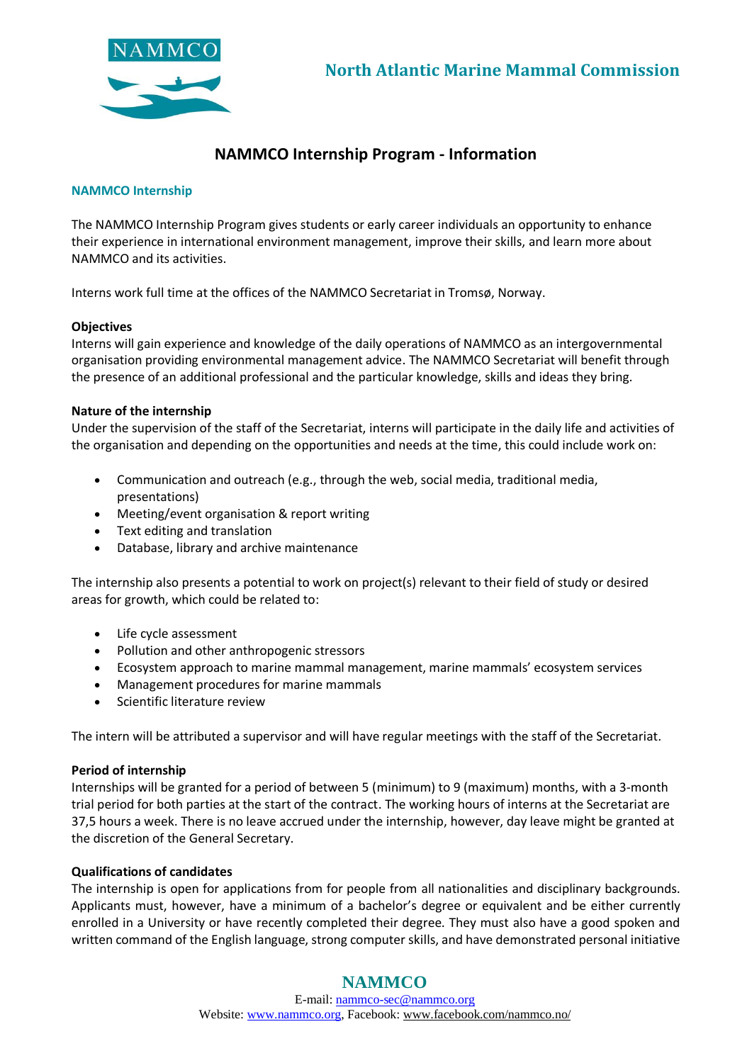North Atlantic Marine Mammal Commission

# NAMMCO Internship Program - Information

## NAMMCO Internship

The NAMMCO Internship Program gives students or early career individuals an opportunity to enhance their experience in international environment management, improve their skills, and learn more about NAMMCO and its activities.

Interns work full time at the offices of the NAMMCO Secretariat in Tromsø, Norway.

### Objectives

Interns will gain experience and knowledge of the daily operations of NAMMCO as an intergovernmental organisation providing environmental management advice. The NAMMCO Secretariat will benefit through the presence of an additional professional and the particular knowledge, skills and ideas they bring.

### Nature of the internship

Under the supervision of the staff of the Secretariat, interns will participate in the daily life and activities of the organisation and depending on the opportunities and needs at the time, this could include work on:

- Communication and outreach (e.g., through the web, social media, traditional media, presentations)
- Meeting/event organisation & report writing
- Text editing and translation
- Database, library and archive maintenance

The internship also presents a potential to work on project(s) relevant to their field of study or desired areas for growth, which could be related to:

- Life cycle assessment
- Pollution and other anthropogenic stressors
- Ecosystem approach to marine mammal management, marine mammals' ecosystem services
- Management procedures for marine mammals
- Scientific literature review

The intern will be attributed a supervisor and will have regular meetings with the staff of the Secretariat.

### Period of internship

Internships will be granted for a period of between 5 (minimum) to 9 (maximum) months, with a 3-month trial period for both parties at the start of the contract. The working hours of interns at the Secretariat are 37,5 hours a week. There is no leave accrued under the internship, however, day leave might be granted at the discretion of the General Secretary.

### Qualifications of candidates

The internship is open for applications from for people from all nationalities and disciplinary backgrounds. Applicants must, however, have a minimum of a bachelor's degree or equivalent and be either currently enrolled in a University or have recently completed their degree. They must also have a good spoken and written command of the English language, strong computer skills, and have demonstrated personal initiative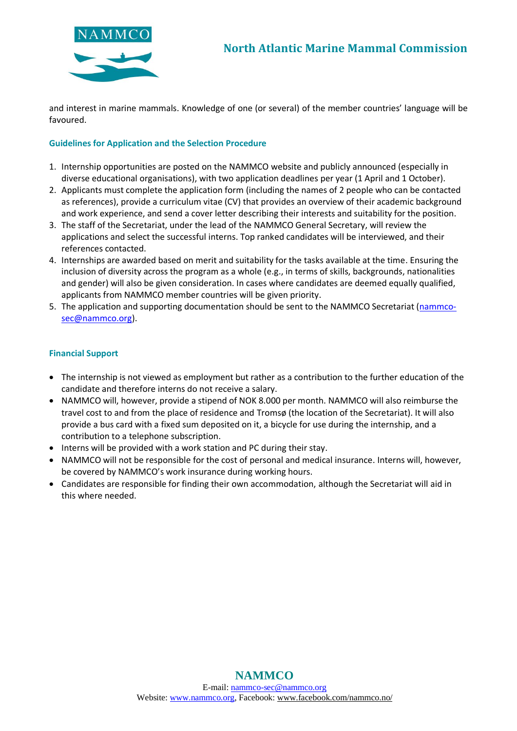and interest in marine mammals. Knowledge of one (or several) of the member countries' language will be favoured.

## Guidelines for Application and the Selection Procedure

1. Internship opportunities are posted on the NAMMCO website and publicly announced (especially in diverse educational organisations), with two application deadlines per year (1 April and 1 October).
2. Applicants must complete the application form (including the names of 2 people who can be contacted as references), provide a curriculum vitae (CV) that provides an overview of their academic background and work experience, and send a cover letter describing their interests and suitability for the position.
3. The staff of the Secretariat, under the lead of the NAMMCO General Secretary, will review the applications and select the successful interns. Top ranked candidates will be interviewed, and their references contacted.
4. Internships are awarded based on merit and suitability for the tasks available at the time. Ensuring the inclusion of diversity across the program as a whole (e.g., in terms of skills, backgrounds, nationalities and gender) will also be given consideration. In cases where candidates are deemed equally qualified, applicants from NAMMCO member countries will be given priority.
5. The application and supporting documentation should be sent to the NAMMCO Secretariat (nammco-sec@nammco.org).

## Financial Support

- The internship is not viewed as employment but rather as a contribution to the further education of the candidate and therefore interns do not receive a salary.
- NAMMCO will, however, provide a stipend of NOK 8.000 per month. NAMMCO will also reimburse the travel cost to and from the place of residence and Tromsø (the location of the Secretariat). It will also provide a bus card with a fixed sum deposited on it, a bicycle for use during the internship, and a contribution to a telephone subscription.
- Interns will be provided with a work station and PC during their stay.
- NAMMCO will not be responsible for the cost of personal and medical insurance. Interns will, however, be covered by NAMMCO's work insurance during working hours.
- Candidates are responsible for finding their own accommodation, although the Secretariat will aid in this where needed.